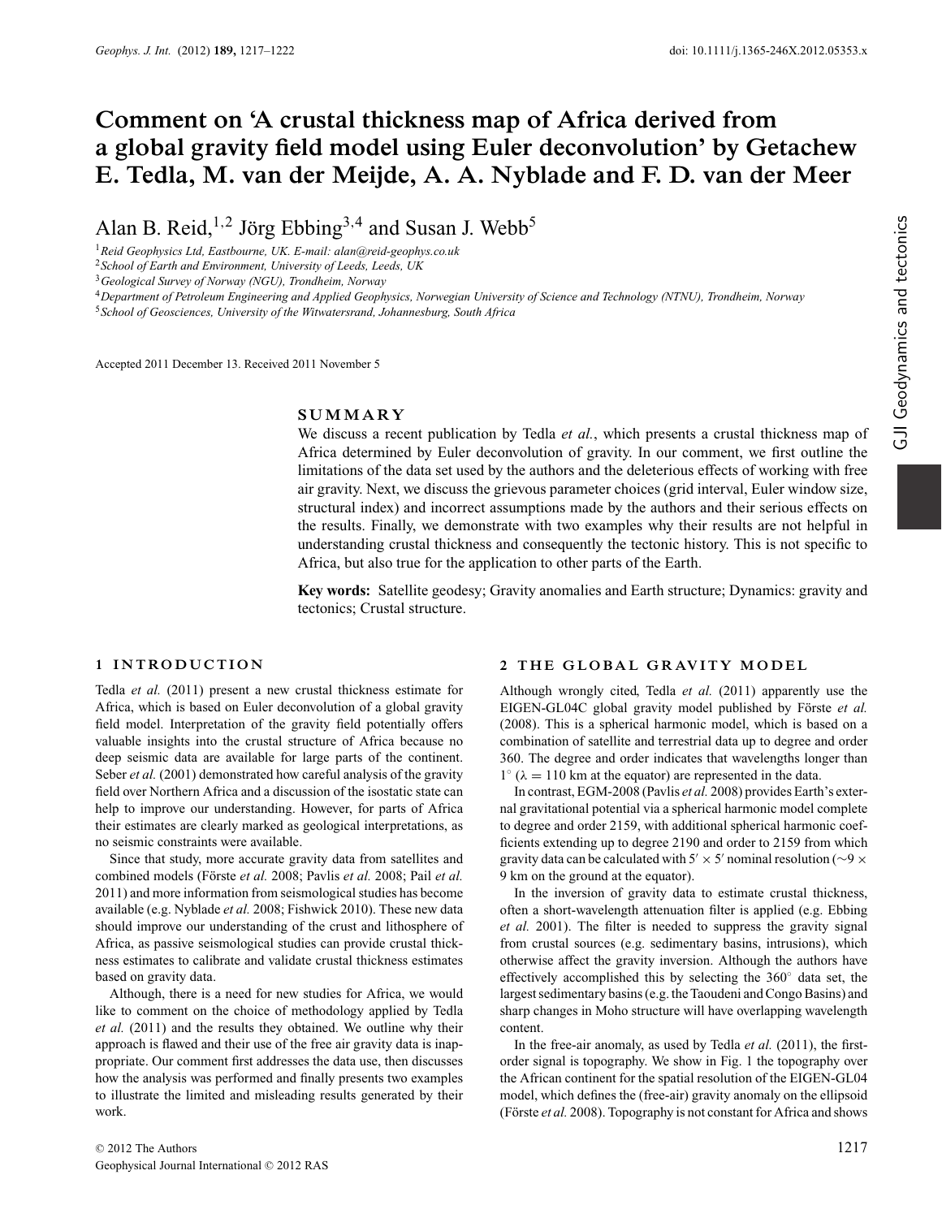# Comment on 'A crustal thickness map of Africa derived from a global gravity field model using Euler deconvolution' by Getachew E. Tedla, M. van der Meijde, A. A. Nyblade and F. D. van der Meer

Alan B. Reid,[1,2] Jörg Ebbing[3,4] and Susan J. Webb[5]

[1]Reid Geophysics Ltd, Eastbourne, UK. E-mail: alan@reid-geophys.co.uk
[2]School of Earth and Environment, University of Leeds, Leeds, UK
[3]Geological Survey of Norway (NGU), Trondheim, Norway
[4]Department of Petroleum Engineering and Applied Geophysics, Norwegian University of Science and Technology (NTNU), Trondheim, Norway
[5]School of Geosciences, University of the Witwatersrand, Johannesburg, South Africa

Accepted 2011 December 13. Received 2011 November 5

## SUMMARY

We discuss a recent publication by Tedla *et al.*, which presents a crustal thickness map of Africa determined by Euler deconvolution of gravity. In our comment, we first outline the limitations of the data set used by the authors and the deleterious effects of working with free air gravity. Next, we discuss the grievous parameter choices (grid interval, Euler window size, structural index) and incorrect assumptions made by the authors and their serious effects on the results. Finally, we demonstrate with two examples why their results are not helpful in understanding crustal thickness and consequently the tectonic history. This is not specific to Africa, but also true for the application to other parts of the Earth.

**Key words:** Satellite geodesy; Gravity anomalies and Earth structure; Dynamics: gravity and tectonics; Crustal structure.

## 1 INTRODUCTION

Tedla *et al.* (2011) present a new crustal thickness estimate for Africa, which is based on Euler deconvolution of a global gravity field model. Interpretation of the gravity field potentially offers valuable insights into the crustal structure of Africa because no deep seismic data are available for large parts of the continent. Seber *et al.* (2001) demonstrated how careful analysis of the gravity field over Northern Africa and a discussion of the isostatic state can help to improve our understanding. However, for parts of Africa their estimates are clearly marked as geological interpretations, as no seismic constraints were available.

Since that study, more accurate gravity data from satellites and combined models (Förste *et al.* 2008; Pavlis *et al.* 2008; Pail *et al.* 2011) and more information from seismological studies has become available (e.g. Nyblade *et al.* 2008; Fishwick 2010). These new data should improve our understanding of the crust and lithosphere of Africa, as passive seismological studies can provide crustal thickness estimates to calibrate and validate crustal thickness estimates based on gravity data.

Although, there is a need for new studies for Africa, we would like to comment on the choice of methodology applied by Tedla *et al.* (2011) and the results they obtained. We outline why their approach is flawed and their use of the free air gravity data is inappropriate. Our comment first addresses the data use, then discusses how the analysis was performed and finally presents two examples to illustrate the limited and misleading results generated by their work.

## 2 THE GLOBAL GRAVITY MODEL

Although wrongly cited, Tedla *et al.* (2011) apparently use the EIGEN-GL04C global gravity model published by Förste *et al.* (2008). This is a spherical harmonic model, which is based on a combination of satellite and terrestrial data up to degree and order 360. The degree and order indicates that wavelengths longer than $1^\circ$ ($\lambda = 110$ km at the equator) are represented in the data.

In contrast, EGM-2008 (Pavlis *et al.* 2008) provides Earth's external gravitational potential via a spherical harmonic model complete to degree and order 2159, with additional spherical harmonic coefficients extending up to degree 2190 and order to 2159 from which gravity data can be calculated with $5' \times 5'$ nominal resolution ($\sim 9 \times 9$ km on the ground at the equator).

In the inversion of gravity data to estimate crustal thickness, often a short-wavelength attenuation filter is applied (e.g. Ebbing *et al.* 2001). The filter is needed to suppress the gravity signal from crustal sources (e.g. sedimentary basins, intrusions), which otherwise affect the gravity inversion. Although the authors have effectively accomplished this by selecting the $360^\circ$ data set, the largest sedimentary basins (e.g. the Taoudeni and Congo Basins) and sharp changes in Moho structure will have overlapping wavelength content.

In the free-air anomaly, as used by Tedla *et al.* (2011), the first-order signal is topography. We show in Fig. 1 the topography over the African continent for the spatial resolution of the EIGEN-GL04 model, which defines the (free-air) gravity anomaly on the ellipsoid (Förste *et al.* 2008). Topography is not constant for Africa and shows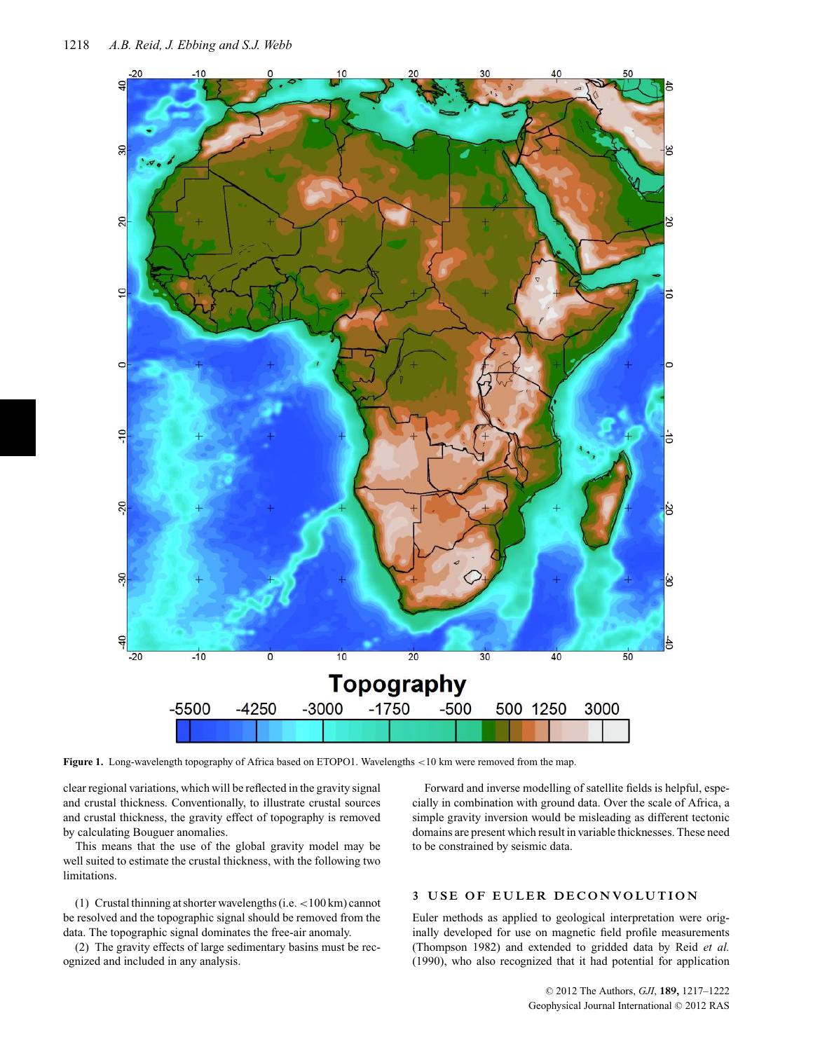**Figure 1.** Long-wavelength topography of Africa based on ETOPO1. Wavelengths <10 km were removed from the map.

clear regional variations, which will be reflected in the gravity signal and crustal thickness. Conventionally, to illustrate crustal sources and crustal thickness, the gravity effect of topography is removed by calculating Bouguer anomalies.

This means that the use of the global gravity model may be well suited to estimate the crustal thickness, with the following two limitations.

(1) Crustal thinning at shorter wavelengths (i.e. <100 km) cannot be resolved and the topographic signal should be removed from the data. The topographic signal dominates the free-air anomaly.

(2) The gravity effects of large sedimentary basins must be recognized and included in any analysis.

Forward and inverse modelling of satellite fields is helpful, especially in combination with ground data. Over the scale of Africa, a simple gravity inversion would be misleading as different tectonic domains are present which result in variable thicknesses. These need to be constrained by seismic data.

## 3 USE OF EULER DECONVOLUTION

Euler methods as applied to geological interpretation were originally developed for use on magnetic field profile measurements (Thompson 1982) and extended to gridded data by Reid *et al.* (1990), who also recognized that it had potential for application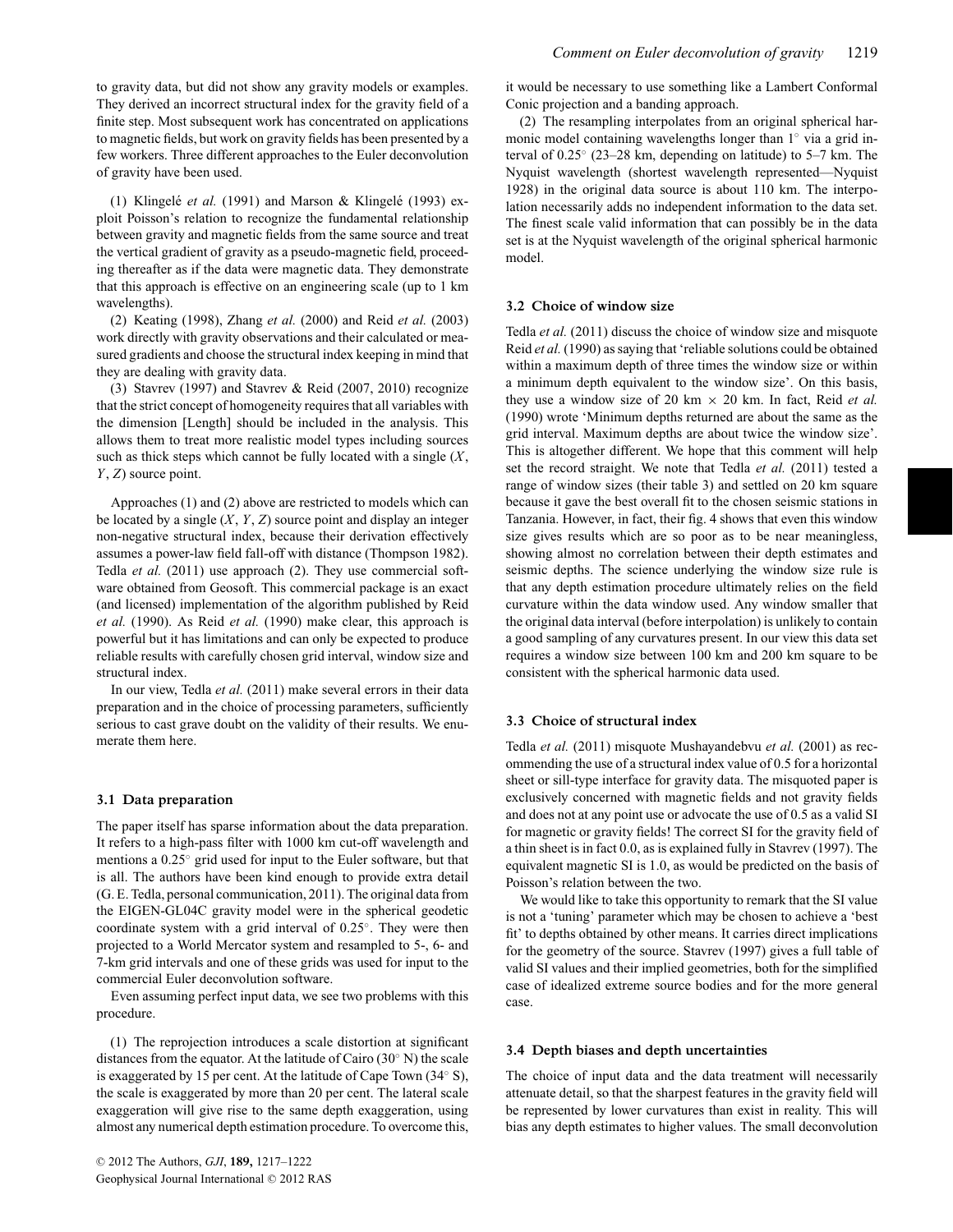to gravity data, but did not show any gravity models or examples. They derived an incorrect structural index for the gravity field of a finite step. Most subsequent work has concentrated on applications to magnetic fields, but work on gravity fields has been presented by a few workers. Three different approaches to the Euler deconvolution of gravity have been used.

(1) Klingelé *et al.* (1991) and Marson & Klingelé (1993) exploit Poisson's relation to recognize the fundamental relationship between gravity and magnetic fields from the same source and treat the vertical gradient of gravity as a pseudo-magnetic field, proceeding thereafter as if the data were magnetic data. They demonstrate that this approach is effective on an engineering scale (up to 1 km wavelengths).

(2) Keating (1998), Zhang *et al.* (2000) and Reid *et al.* (2003) work directly with gravity observations and their calculated or measured gradients and choose the structural index keeping in mind that they are dealing with gravity data.

(3) Stavrev (1997) and Stavrev & Reid (2007, 2010) recognize that the strict concept of homogeneity requires that all variables with the dimension [Length] should be included in the analysis. This allows them to treat more realistic model types including sources such as thick steps which cannot be fully located with a single ($X$, $Y$, $Z$) source point.

Approaches (1) and (2) above are restricted to models which can be located by a single ($X$, $Y$, $Z$) source point and display an integer non-negative structural index, because their derivation effectively assumes a power-law field fall-off with distance (Thompson 1982). Tedla *et al.* (2011) use approach (2). They use commercial software obtained from Geosoft. This commercial package is an exact (and licensed) implementation of the algorithm published by Reid *et al.* (1990). As Reid *et al.* (1990) make clear, this approach is powerful but it has limitations and can only be expected to produce reliable results with carefully chosen grid interval, window size and structural index.

In our view, Tedla *et al.* (2011) make several errors in their data preparation and in the choice of processing parameters, sufficiently serious to cast grave doubt on the validity of their results. We enumerate them here.

### 3.1 Data preparation

The paper itself has sparse information about the data preparation. It refers to a high-pass filter with 1000 km cut-off wavelength and mentions a 0.25° grid used for input to the Euler software, but that is all. The authors have been kind enough to provide extra detail (G. E. Tedla, personal communication, 2011). The original data from the EIGEN-GL04C gravity model were in the spherical geodetic coordinate system with a grid interval of 0.25°. They were then projected to a World Mercator system and resampled to 5-, 6- and 7-km grid intervals and one of these grids was used for input to the commercial Euler deconvolution software.

Even assuming perfect input data, we see two problems with this procedure.

(1) The reprojection introduces a scale distortion at significant distances from the equator. At the latitude of Cairo (30° N) the scale is exaggerated by 15 per cent. At the latitude of Cape Town (34° S), the scale is exaggerated by more than 20 per cent. The lateral scale exaggeration will give rise to the same depth exaggeration, using almost any numerical depth estimation procedure. To overcome this, it would be necessary to use something like a Lambert Conformal Conic projection and a banding approach.

(2) The resampling interpolates from an original spherical harmonic model containing wavelengths longer than 1° via a grid interval of 0.25° (23–28 km, depending on latitude) to 5–7 km. The Nyquist wavelength (shortest wavelength represented—Nyquist 1928) in the original data source is about 110 km. The interpolation necessarily adds no independent information to the data set. The finest scale valid information that can possibly be in the data set is at the Nyquist wavelength of the original spherical harmonic model.

### 3.2 Choice of window size

Tedla *et al.* (2011) discuss the choice of window size and misquote Reid *et al.* (1990) as saying that 'reliable solutions could be obtained within a maximum depth of three times the window size or within a minimum depth equivalent to the window size'. On this basis, they use a window size of 20 km × 20 km. In fact, Reid *et al.* (1990) wrote 'Minimum depths returned are about the same as the grid interval. Maximum depths are about twice the window size'. This is altogether different. We hope that this comment will help set the record straight. We note that Tedla *et al.* (2011) tested a range of window sizes (their table 3) and settled on 20 km square because it gave the best overall fit to the chosen seismic stations in Tanzania. However, in fact, their fig. 4 shows that even this window size gives results which are so poor as to be near meaningless, showing almost no correlation between their depth estimates and seismic depths. The science underlying the window size rule is that any depth estimation procedure ultimately relies on the field curvature within the data window used. Any window smaller that the original data interval (before interpolation) is unlikely to contain a good sampling of any curvatures present. In our view this data set requires a window size between 100 km and 200 km square to be consistent with the spherical harmonic data used.

### 3.3 Choice of structural index

Tedla *et al.* (2011) misquote Mushayandebvu *et al.* (2001) as recommending the use of a structural index value of 0.5 for a horizontal sheet or sill-type interface for gravity data. The misquoted paper is exclusively concerned with magnetic fields and not gravity fields and does not at any point use or advocate the use of 0.5 as a valid SI for magnetic or gravity fields! The correct SI for the gravity field of a thin sheet is in fact 0.0, as is explained fully in Stavrev (1997). The equivalent magnetic SI is 1.0, as would be predicted on the basis of Poisson's relation between the two.

We would like to take this opportunity to remark that the SI value is not a 'tuning' parameter which may be chosen to achieve a 'best fit' to depths obtained by other means. It carries direct implications for the geometry of the source. Stavrev (1997) gives a full table of valid SI values and their implied geometries, both for the simplified case of idealized extreme source bodies and for the more general case.

### 3.4 Depth biases and depth uncertainties

The choice of input data and the data treatment will necessarily attenuate detail, so that the sharpest features in the gravity field will be represented by lower curvatures than exist in reality. This will bias any depth estimates to higher values. The small deconvolution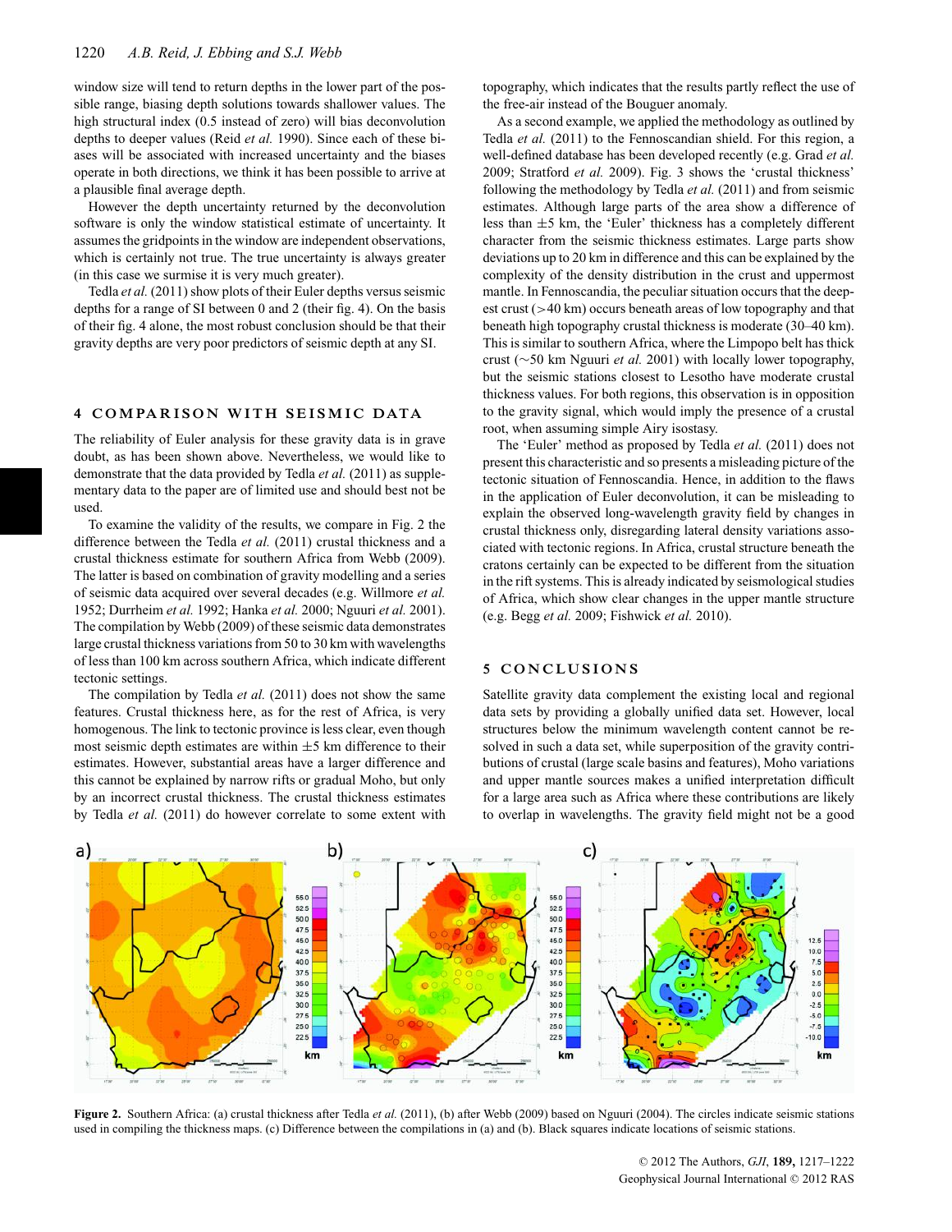window size will tend to return depths in the lower part of the possible range, biasing depth solutions towards shallower values. The high structural index (0.5 instead of zero) will bias deconvolution depths to deeper values (Reid *et al.* 1990). Since each of these biases will be associated with increased uncertainty and the biases operate in both directions, we think it has been possible to arrive at a plausible final average depth.

However the depth uncertainty returned by the deconvolution software is only the window statistical estimate of uncertainty. It assumes the gridpoints in the window are independent observations, which is certainly not true. The true uncertainty is always greater (in this case we surmise it is very much greater).

Tedla *et al.* (2011) show plots of their Euler depths versus seismic depths for a range of SI between 0 and 2 (their fig. 4). On the basis of their fig. 4 alone, the most robust conclusion should be that their gravity depths are very poor predictors of seismic depth at any SI.

## 4 COMPARISON WITH SEISMIC DATA

The reliability of Euler analysis for these gravity data is in grave doubt, as has been shown above. Nevertheless, we would like to demonstrate that the data provided by Tedla *et al.* (2011) as supplementary data to the paper are of limited use and should best not be used.

To examine the validity of the results, we compare in Fig. 2 the difference between the Tedla *et al.* (2011) crustal thickness and a crustal thickness estimate for southern Africa from Webb (2009). The latter is based on combination of gravity modelling and a series of seismic data acquired over several decades (e.g. Willmore *et al.* 1952; Durrheim *et al.* 1992; Hanka *et al.* 2000; Nguuri *et al.* 2001). The compilation by Webb (2009) of these seismic data demonstrates large crustal thickness variations from 50 to 30 km with wavelengths of less than 100 km across southern Africa, which indicate different tectonic settings.

The compilation by Tedla *et al.* (2011) does not show the same features. Crustal thickness here, as for the rest of Africa, is very homogenous. The link to tectonic province is less clear, even though most seismic depth estimates are within ±5 km difference to their estimates. However, substantial areas have a larger difference and this cannot be explained by narrow rifts or gradual Moho, but only by an incorrect crustal thickness. The crustal thickness estimates by Tedla *et al.* (2011) do however correlate to some extent with topography, which indicates that the results partly reflect the use of the free-air instead of the Bouguer anomaly.

As a second example, we applied the methodology as outlined by Tedla *et al.* (2011) to the Fennoscandian shield. For this region, a well-defined database has been developed recently (e.g. Grad *et al.* 2009; Stratford *et al.* 2009). Fig. 3 shows the 'crustal thickness' following the methodology by Tedla *et al.* (2011) and from seismic estimates. Although large parts of the area show a difference of less than ±5 km, the 'Euler' thickness has a completely different character from the seismic thickness estimates. Large parts show deviations up to 20 km in difference and this can be explained by the complexity of the density distribution in the crust and uppermost mantle. In Fennoscandia, the peculiar situation occurs that the deepest crust (>40 km) occurs beneath areas of low topography and that beneath high topography crustal thickness is moderate (30–40 km). This is similar to southern Africa, where the Limpopo belt has thick crust (~50 km Nguuri *et al.* 2001) with locally lower topography, but the seismic stations closest to Lesotho have moderate crustal thickness values. For both regions, this observation is in opposition to the gravity signal, which would imply the presence of a crustal root, when assuming simple Airy isostasy.

The 'Euler' method as proposed by Tedla *et al.* (2011) does not present this characteristic and so presents a misleading picture of the tectonic situation of Fennoscandia. Hence, in addition to the flaws in the application of Euler deconvolution, it can be misleading to explain the observed long-wavelength gravity field by changes in crustal thickness only, disregarding lateral density variations associated with tectonic regions. In Africa, crustal structure beneath the cratons certainly can be expected to be different from the situation in the rift systems. This is already indicated by seismological studies of Africa, which show clear changes in the upper mantle structure (e.g. Begg *et al.* 2009; Fishwick *et al.* 2010).

## 5 CONCLUSIONS

Satellite gravity data complement the existing local and regional data sets by providing a globally unified data set. However, local structures below the minimum wavelength content cannot be resolved in such a data set, while superposition of the gravity contributions of crustal (large scale basins and features), Moho variations and upper mantle sources makes a unified interpretation difficult for a large area such as Africa where these contributions are likely to overlap in wavelengths. The gravity field might not be a good

**Figure 2.** Southern Africa: (a) crustal thickness after Tedla *et al.* (2011), (b) after Webb (2009) based on Nguuri (2004). The circles indicate seismic stations used in compiling the thickness maps. (c) Difference between the compilations in (a) and (b). Black squares indicate locations of seismic stations.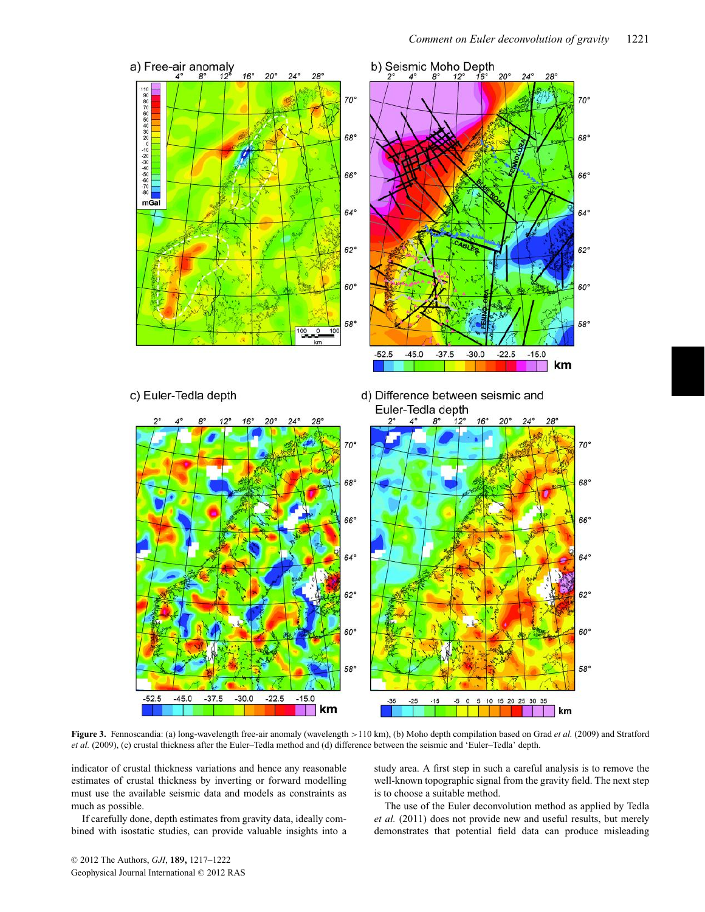**Figure 3.** Fennoscandia: (a) long-wavelength free-air anomaly (wavelength >110 km), (b) Moho depth compilation based on Grad *et al.* (2009) and Stratford *et al.* (2009), (c) crustal thickness after the Euler–Tedla method and (d) difference between the seismic and 'Euler–Tedla' depth.

indicator of crustal thickness variations and hence any reasonable estimates of crustal thickness by inverting or forward modelling must use the available seismic data and models as constraints as much as possible.

If carefully done, depth estimates from gravity data, ideally combined with isostatic studies, can provide valuable insights into a study area. A first step in such a careful analysis is to remove the well-known topographic signal from the gravity field. The next step is to choose a suitable method.

The use of the Euler deconvolution method as applied by Tedla *et al.* (2011) does not provide new and useful results, but merely demonstrates that potential field data can produce misleading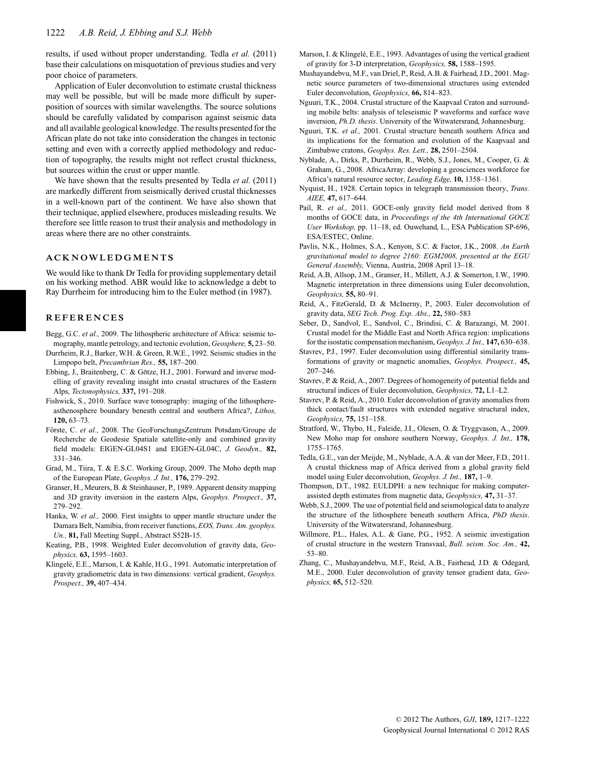results, if used without proper understanding. Tedla *et al.* (2011) base their calculations on misquotation of previous studies and very poor choice of parameters.

Application of Euler deconvolution to estimate crustal thickness may well be possible, but will be made more difficult by superposition of sources with similar wavelengths. The source solutions should be carefully validated by comparison against seismic data and all available geological knowledge. The results presented for the African plate do not take into consideration the changes in tectonic setting and even with a correctly applied methodology and reduction of topography, the results might not reflect crustal thickness, but sources within the crust or upper mantle.

We have shown that the results presented by Tedla *et al.* (2011) are markedly different from seismically derived crustal thicknesses in a well-known part of the continent. We have also shown that their technique, applied elsewhere, produces misleading results. We therefore see little reason to trust their analysis and methodology in areas where there are no other constraints.

## ACKNOWLEDGMENTS

We would like to thank Dr Tedla for providing supplementary detail on his working method. ABR would like to acknowledge a debt to Ray Durrheim for introducing him to the Euler method (in 1987).

## REFERENCES

Begg, G.C. *et al.,* 2009. The lithospheric architecture of Africa: seismic tomography, mantle petrology, and tectonic evolution, *Geosphere,* **5,** 23–50.

Durrheim, R.J., Barker, W.H. & Green, R.W.E., 1992. Seismic studies in the Limpopo belt, *Precambrian Res.,* **55,** 187–200.

Ebbing, J., Braitenberg, C. & Götze, H.J., 2001. Forward and inverse modelling of gravity revealing insight into crustal structures of the Eastern Alps, *Tectonophysics,* **337,** 191–208.

Fishwick, S., 2010. Surface wave tomography: imaging of the lithosphere-asthenosphere boundary beneath central and southern Africa?, *Lithos,* **120,** 63–73.

Förste, C. *et al.,* 2008. The GeoForschungsZentrum Potsdam/Groupe de Recherche de Geodesie Spatiale satellite-only and combined gravity field models: EIGEN-GL04S1 and EIGEN-GL04C, *J. Geodyn.,* **82,** 331–346.

Grad, M., Tiira, T. & E.S.C. Working Group, 2009. The Moho depth map of the European Plate, *Geophys. J. Int.,* **176,** 279–292.

Granser, H., Meurers, B. & Steinhauser, P., 1989. Apparent density mapping and 3D gravity inversion in the eastern Alps, *Geophys. Prospect.,* **37,** 279–292.

Hanka, W. *et al.,* 2000. First insights to upper mantle structure under the Damara Belt, Namibia, from receiver functions, *EOS, Trans. Am. geophys. Un.,* **81,** Fall Meeting Suppl., Abstract S52B-15.

Keating, P.B., 1998. Weighted Euler deconvolution of gravity data, *Geophysics,* **63,** 1595–1603.

Klingelé, E.E., Marson, I. & Kahle, H.G., 1991. Automatic interpretation of gravity gradiometric data in two dimensions: vertical gradient, *Geophys. Prospect.,* **39,** 407–434.

Marson, I. & Klingelé, E.E., 1993. Advantages of using the vertical gradient of gravity for 3-D interpretation, *Geophysics,* **58,** 1588–1595.

Mushayandebvu, M.F., van Driel, P., Reid, A.B. & Fairhead, J.D., 2001. Magnetic source parameters of two-dimensional structures using extended Euler deconvolution, *Geophysics,* **66,** 814–823.

Nguuri, T.K., 2004. Crustal structure of the Kaapvaal Craton and surrounding mobile belts: analysis of teleseismic P waveforms and surface wave inversion, *Ph.D. thesis*. University of the Witwatersrand, Johannesburg.

Nguuri, T.K. *et al.,* 2001. Crustal structure beneath southern Africa and its implications for the formation and evolution of the Kaapvaal and Zimbabwe cratons, *Geophys. Res. Lett.,* **28,** 2501–2504.

Nyblade, A., Dirks, P., Durrheim, R., Webb, S.J., Jones, M., Cooper, G. & Graham, G., 2008. AfricaArray: developing a geosciences workforce for Africa's natural resource sector, *Leading Edge,* **10,** 1358–1361.

Nyquist, H., 1928. Certain topics in telegraph transmission theory, *Trans. AIEE,* **47,** 617–644.

Pail, R. *et al.,* 2011. GOCE-only gravity field model derived from 8 months of GOCE data, in *Proceedings of the 4th International GOCE User Workshop,* pp. 11–18, ed. Ouwehand, L., ESA Publication SP-696, ESA/ESTEC, Online.

Pavlis, N.K., Holmes, S.A., Kenyon, S.C. & Factor, J.K., 2008. *An Earth gravitational model to degree 2160: EGM2008, presented at the EGU General Assembly,* Vienna, Austria, 2008 April 13–18.

Reid, A.B, Allsop, J.M., Granser, H., Millett, A.J. & Somerton, I.W., 1990. Magnetic interpretation in three dimensions using Euler deconvolution, *Geophysics,* **55,** 80–91.

Reid, A., FitzGerald, D. & McInerny, P., 2003. Euler deconvolution of gravity data, *SEG Tech. Prog. Exp. Abs.,* **22,** 580–583

Seber, D., Sandvol, E., Sandvol, C., Brindisi, C. & Barazangi, M. 2001. Crustal model for the Middle East and North Africa region: implications for the isostatic compensation mechanism, *Geophys. J. Int.,* **147,** 630–638.

Stavrev, P.J., 1997. Euler deconvolution using differential similarity transformations of gravity or magnetic anomalies, *Geophys. Prospect.,* **45,** 207–246.

Stavrev, P. & Reid, A., 2007. Degrees of homogeneity of potential fields and structural indices of Euler deconvolution, *Geophysics,* **72,** L1–L2.

Stavrev, P. & Reid, A., 2010. Euler deconvolution of gravity anomalies from thick contact/fault structures with extended negative structural index, *Geophysics,* **75,** 151–158.

Stratford, W., Thybo, H., Faleide, J.I., Olesen, O. & Tryggvason, A., 2009. New Moho map for onshore southern Norway, *Geophys. J. Int.,* **178,** 1755–1765.

Tedla, G.E., van der Meijde, M., Nyblade, A.A. & van der Meer, F.D., 2011. A crustal thickness map of Africa derived from a global gravity field model using Euler deconvolution, *Geophys. J. Int.,* **187,** 1–9.

Thompson, D.T., 1982. EULDPH: a new technique for making computer-assisted depth estimates from magnetic data, *Geophysics,* **47,** 31–37.

Webb, S.J., 2009. The use of potential field and seismological data to analyze the structure of the lithosphere beneath southern Africa, *PhD thesis*. University of the Witwatersrand, Johannesburg.

Willmore, P.L., Hales, A.L. & Gane, P.G., 1952. A seismic investigation of crustal structure in the western Transvaal, *Bull. seism. Soc. Am.,* **42,** 53–80.

Zhang, C., Mushayandebvu, M.F., Reid, A.B., Fairhead, J.D. & Odegard, M.E., 2000. Euler deconvolution of gravity tensor gradient data, *Geophysics,* **65,** 512–520.